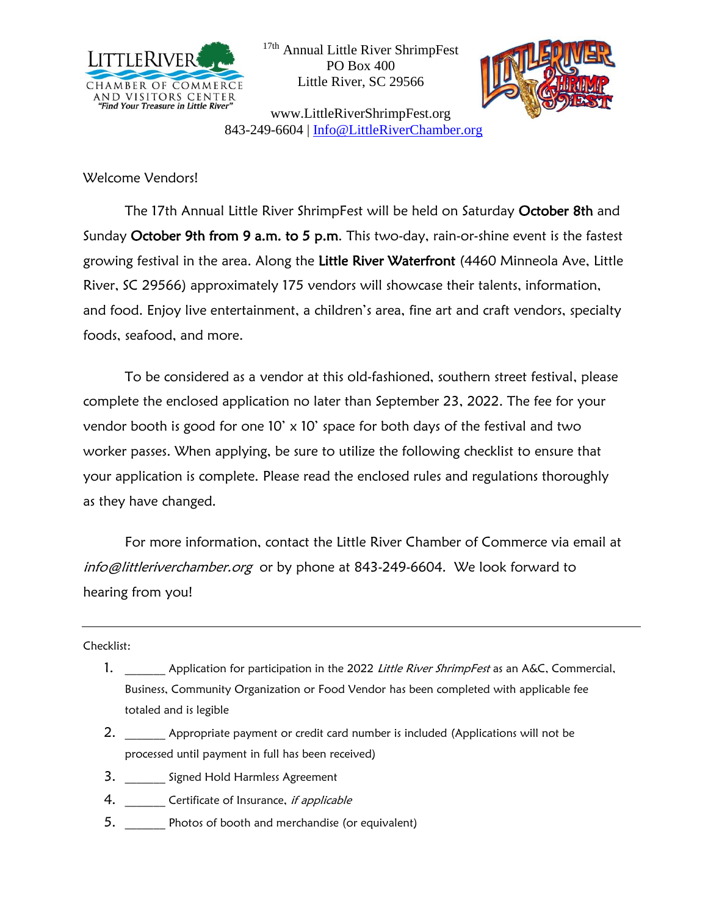17th Annual Little River ShrimpFest
PO Box 400
Little River, SC 29566

www.LittleRiverShrimpFest.org
843-249-6604 | Info@LittleRiverChamber.org

Welcome Vendors!

The 17th Annual Little River ShrimpFest will be held on Saturday **October 8th** and Sunday **October 9th from 9 a.m. to 5 p.m**. This two-day, rain-or-shine event is the fastest growing festival in the area. Along the **Little River Waterfront** (4460 Minneola Ave, Little River, SC 29566) approximately 175 vendors will showcase their talents, information, and food. Enjoy live entertainment, a children's area, fine art and craft vendors, specialty foods, seafood, and more.

To be considered as a vendor at this old-fashioned, southern street festival, please complete the enclosed application no later than September 23, 2022. The fee for your vendor booth is good for one 10' x 10' space for both days of the festival and two worker passes. When applying, be sure to utilize the following checklist to ensure that your application is complete. Please read the enclosed rules and regulations thoroughly as they have changed.

For more information, contact the Little River Chamber of Commerce via email at *info@littleriverchamber.org* or by phone at 843-249-6604. We look forward to hearing from you!

---

Checklist:

1. ______ Application for participation in the 2022 *Little River ShrimpFest* as an A&C, Commercial, Business, Community Organization or Food Vendor has been completed with applicable fee totaled and is legible
2. ______ Appropriate payment or credit card number is included (Applications will not be processed until payment in full has been received)
3. ______ Signed Hold Harmless Agreement
4. ______ Certificate of Insurance, *if applicable*
5. ______ Photos of booth and merchandise (or equivalent)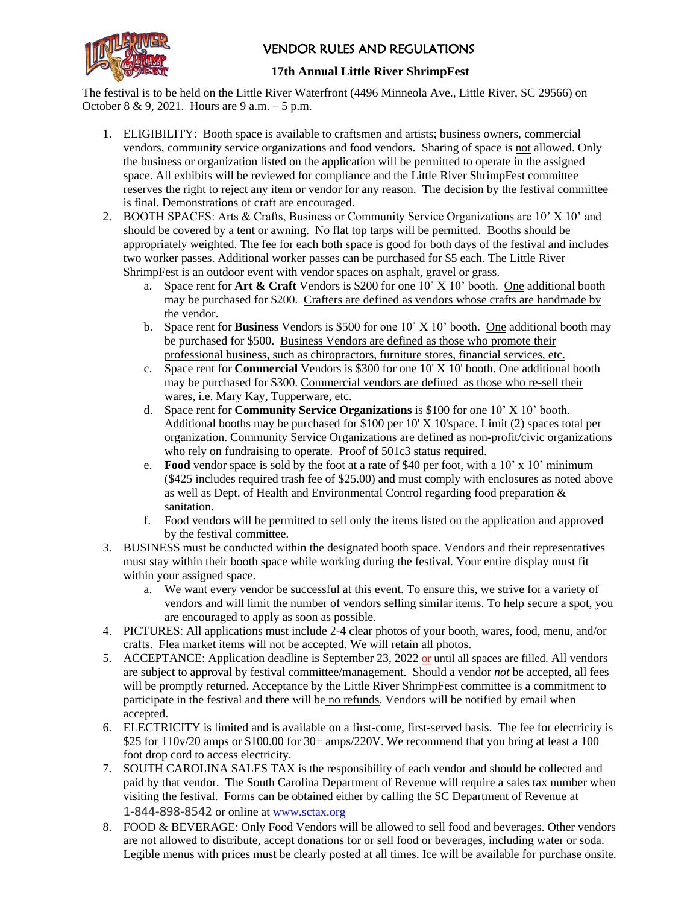# VENDOR RULES AND REGULATIONS

## 17th Annual Little River ShrimpFest

The festival is to be held on the Little River Waterfront (4496 Minneola Ave., Little River, SC 29566) on October 8 & 9, 2021. Hours are 9 a.m. – 5 p.m.

1. ELIGIBILITY: Booth space is available to craftsmen and artists; business owners, commercial vendors, community service organizations and food vendors. Sharing of space is not allowed. Only the business or organization listed on the application will be permitted to operate in the assigned space. All exhibits will be reviewed for compliance and the Little River ShrimpFest committee reserves the right to reject any item or vendor for any reason. The decision by the festival committee is final. Demonstrations of craft are encouraged.
2. BOOTH SPACES: Arts & Crafts, Business or Community Service Organizations are 10' X 10' and should be covered by a tent or awning. No flat top tarps will be permitted. Booths should be appropriately weighted. The fee for each both space is good for both days of the festival and includes two worker passes. Additional worker passes can be purchased for $5 each. The Little River ShrimpFest is an outdoor event with vendor spaces on asphalt, gravel or grass.
   a. Space rent for **Art & Craft** Vendors is $200 for one 10' X 10' booth. One additional booth may be purchased for $200. Crafters are defined as vendors whose crafts are handmade by the vendor.
   b. Space rent for **Business** Vendors is $500 for one 10' X 10' booth. One additional booth may be purchased for $500. Business Vendors are defined as those who promote their professional business, such as chiropractors, furniture stores, financial services, etc.
   c. Space rent for **Commercial** Vendors is $300 for one 10' X 10' booth. One additional booth may be purchased for $300. Commercial vendors are defined as those who re-sell their wares, i.e. Mary Kay, Tupperware, etc.
   d. Space rent for **Community Service Organizations** is $100 for one 10' X 10' booth. Additional booths may be purchased for $100 per 10' X 10'space. Limit (2) spaces total per organization. Community Service Organizations are defined as non-profit/civic organizations who rely on fundraising to operate. Proof of 501c3 status required.
   e. **Food** vendor space is sold by the foot at a rate of $40 per foot, with a 10' x 10' minimum ($425 includes required trash fee of $25.00) and must comply with enclosures as noted above as well as Dept. of Health and Environmental Control regarding food preparation & sanitation.
   f. Food vendors will be permitted to sell only the items listed on the application and approved by the festival committee.
3. BUSINESS must be conducted within the designated booth space. Vendors and their representatives must stay within their booth space while working during the festival. Your entire display must fit within your assigned space.
   a. We want every vendor be successful at this event. To ensure this, we strive for a variety of vendors and will limit the number of vendors selling similar items. To help secure a spot, you are encouraged to apply as soon as possible.
4. PICTURES: All applications must include 2-4 clear photos of your booth, wares, food, menu, and/or crafts. Flea market items will not be accepted. We will retain all photos.
5. ACCEPTANCE: Application deadline is September 23, 2022 or until all spaces are filled. All vendors are subject to approval by festival committee/management. Should a vendor *not* be accepted, all fees will be promptly returned. Acceptance by the Little River ShrimpFest committee is a commitment to participate in the festival and there will be no refunds. Vendors will be notified by email when accepted.
6. ELECTRICITY is limited and is available on a first-come, first-served basis. The fee for electricity is $25 for 110v/20 amps or $100.00 for 30+ amps/220V. We recommend that you bring at least a 100 foot drop cord to access electricity.
7. SOUTH CAROLINA SALES TAX is the responsibility of each vendor and should be collected and paid by that vendor. The South Carolina Department of Revenue will require a sales tax number when visiting the festival. Forms can be obtained either by calling the SC Department of Revenue at 1-844-898-8542 or online at www.sctax.org
8. FOOD & BEVERAGE: Only Food Vendors will be allowed to sell food and beverages. Other vendors are not allowed to distribute, accept donations for or sell food or beverages, including water or soda. Legible menus with prices must be clearly posted at all times. Ice will be available for purchase onsite.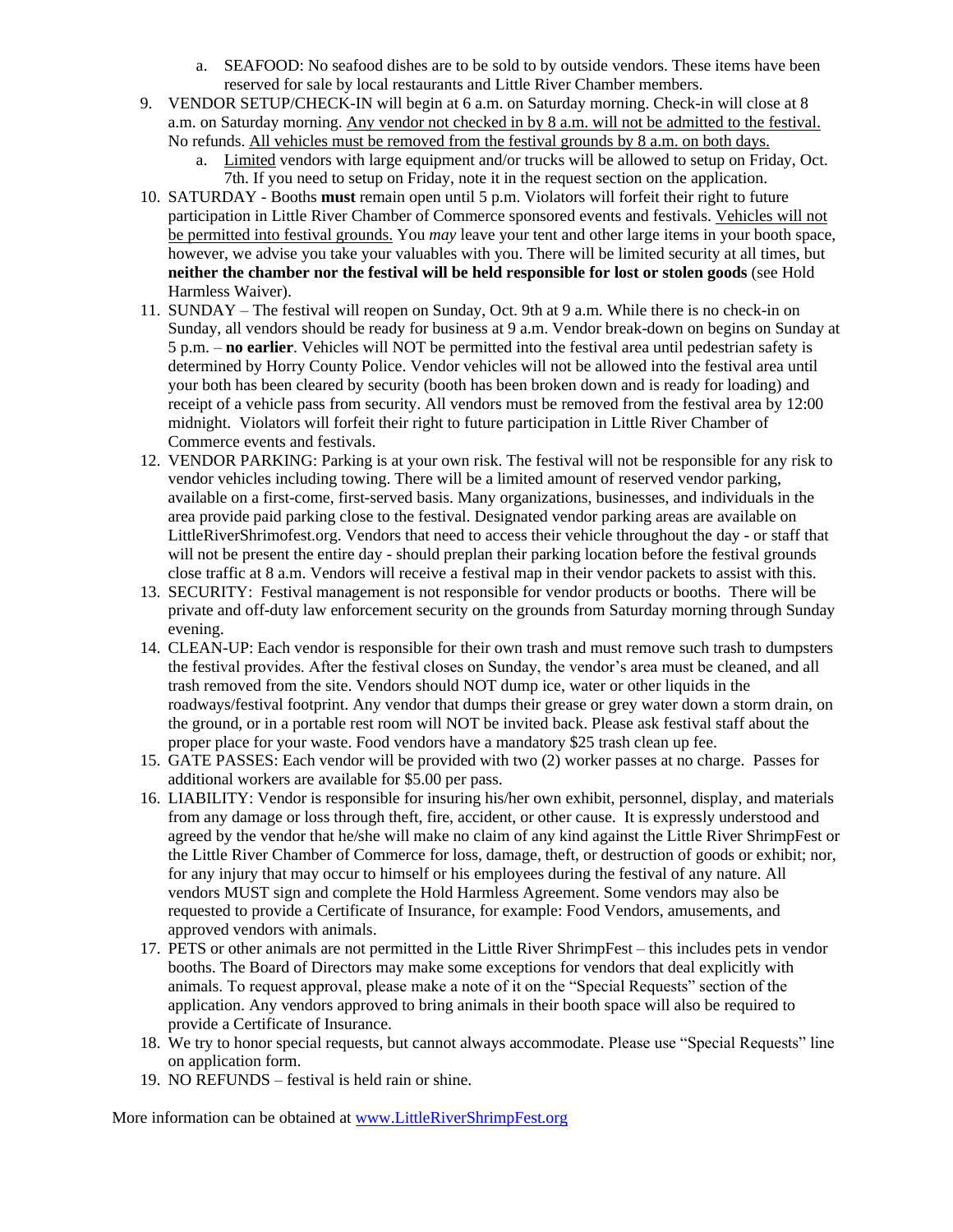a. SEAFOOD: No seafood dishes are to be sold to by outside vendors. These items have been reserved for sale by local restaurants and Little River Chamber members.

9. VENDOR SETUP/CHECK-IN will begin at 6 a.m. on Saturday morning. Check-in will close at 8 a.m. on Saturday morning. Any vendor not checked in by 8 a.m. will not be admitted to the festival. No refunds. All vehicles must be removed from the festival grounds by 8 a.m. on both days.
   a. Limited vendors with large equipment and/or trucks will be allowed to setup on Friday, Oct. 7th. If you need to setup on Friday, note it in the request section on the application.
10. SATURDAY - Booths **must** remain open until 5 p.m. Violators will forfeit their right to future participation in Little River Chamber of Commerce sponsored events and festivals. Vehicles will not be permitted into festival grounds. You *may* leave your tent and other large items in your booth space, however, we advise you take your valuables with you. There will be limited security at all times, but **neither the chamber nor the festival will be held responsible for lost or stolen goods** (see Hold Harmless Waiver).
11. SUNDAY – The festival will reopen on Sunday, Oct. 9th at 9 a.m. While there is no check-in on Sunday, all vendors should be ready for business at 9 a.m. Vendor break-down on begins on Sunday at 5 p.m. – **no earlier**. Vehicles will NOT be permitted into the festival area until pedestrian safety is determined by Horry County Police. Vendor vehicles will not be allowed into the festival area until your both has been cleared by security (booth has been broken down and is ready for loading) and receipt of a vehicle pass from security. All vendors must be removed from the festival area by 12:00 midnight. Violators will forfeit their right to future participation in Little River Chamber of Commerce events and festivals.
12. VENDOR PARKING: Parking is at your own risk. The festival will not be responsible for any risk to vendor vehicles including towing. There will be a limited amount of reserved vendor parking, available on a first-come, first-served basis. Many organizations, businesses, and individuals in the area provide paid parking close to the festival. Designated vendor parking areas are available on LittleRiverShrimofest.org. Vendors that need to access their vehicle throughout the day - or staff that will not be present the entire day - should preplan their parking location before the festival grounds close traffic at 8 a.m. Vendors will receive a festival map in their vendor packets to assist with this.
13. SECURITY: Festival management is not responsible for vendor products or booths. There will be private and off-duty law enforcement security on the grounds from Saturday morning through Sunday evening.
14. CLEAN-UP: Each vendor is responsible for their own trash and must remove such trash to dumpsters the festival provides. After the festival closes on Sunday, the vendor's area must be cleaned, and all trash removed from the site. Vendors should NOT dump ice, water or other liquids in the roadways/festival footprint. Any vendor that dumps their grease or grey water down a storm drain, on the ground, or in a portable rest room will NOT be invited back. Please ask festival staff about the proper place for your waste. Food vendors have a mandatory $25 trash clean up fee.
15. GATE PASSES: Each vendor will be provided with two (2) worker passes at no charge. Passes for additional workers are available for $5.00 per pass.
16. LIABILITY: Vendor is responsible for insuring his/her own exhibit, personnel, display, and materials from any damage or loss through theft, fire, accident, or other cause. It is expressly understood and agreed by the vendor that he/she will make no claim of any kind against the Little River ShrimpFest or the Little River Chamber of Commerce for loss, damage, theft, or destruction of goods or exhibit; nor, for any injury that may occur to himself or his employees during the festival of any nature. All vendors MUST sign and complete the Hold Harmless Agreement. Some vendors may also be requested to provide a Certificate of Insurance, for example: Food Vendors, amusements, and approved vendors with animals.
17. PETS or other animals are not permitted in the Little River ShrimpFest – this includes pets in vendor booths. The Board of Directors may make some exceptions for vendors that deal explicitly with animals. To request approval, please make a note of it on the "Special Requests" section of the application. Any vendors approved to bring animals in their booth space will also be required to provide a Certificate of Insurance.
18. We try to honor special requests, but cannot always accommodate. Please use "Special Requests" line on application form.
19. NO REFUNDS – festival is held rain or shine.

More information can be obtained at [www.LittleRiverShrimpFest.org](http://www.LittleRiverShrimpFest.org)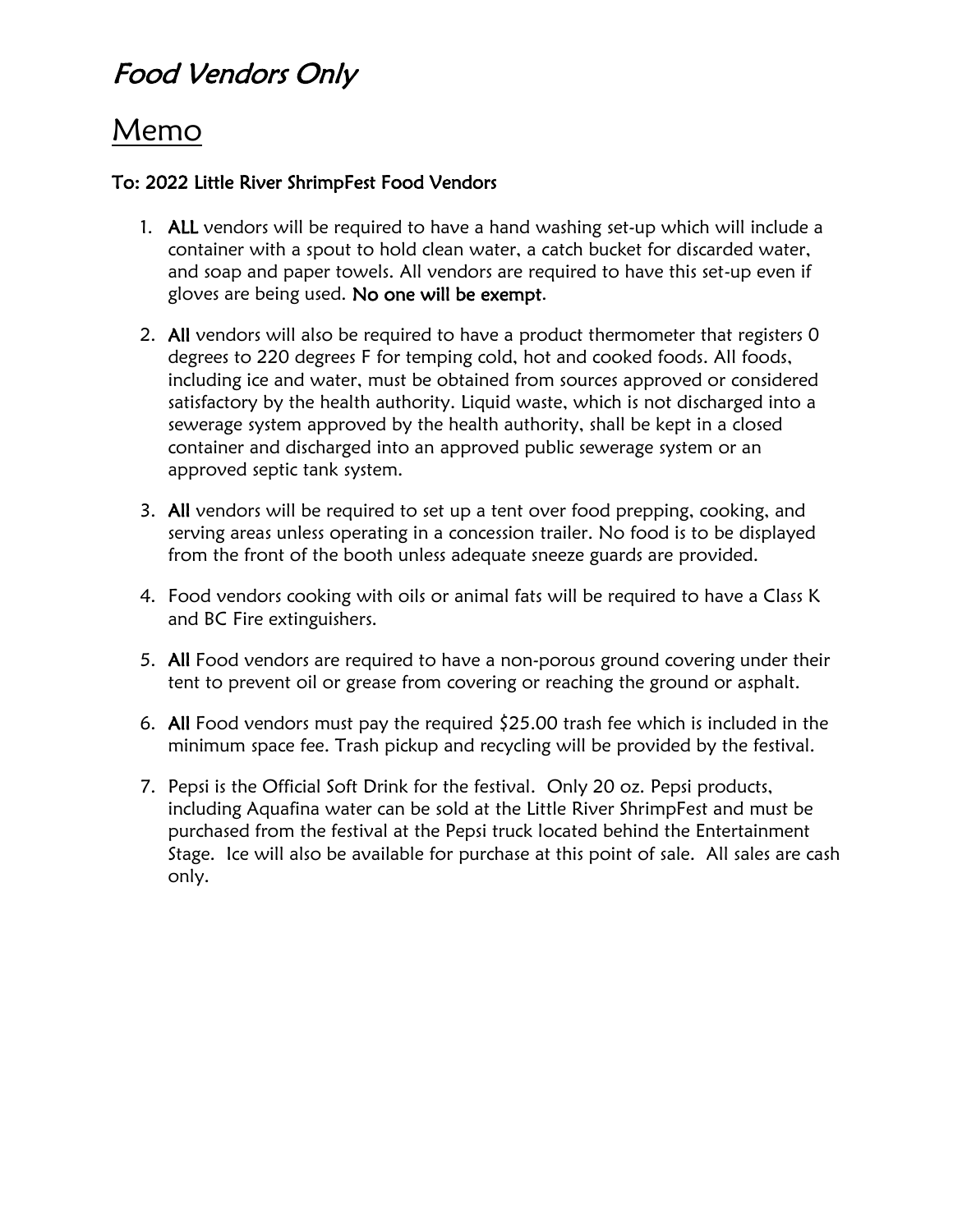*Food Vendors Only*

# Memo

**To: 2022 Little River ShrimpFest Food Vendors**

1. **ALL** vendors will be required to have a hand washing set-up which will include a container with a spout to hold clean water, a catch bucket for discarded water, and soap and paper towels. All vendors are required to have this set-up even if gloves are being used. **No one will be exempt**.

2. **All** vendors will also be required to have a product thermometer that registers 0 degrees to 220 degrees F for temping cold, hot and cooked foods. All foods, including ice and water, must be obtained from sources approved or considered satisfactory by the health authority. Liquid waste, which is not discharged into a sewerage system approved by the health authority, shall be kept in a closed container and discharged into an approved public sewerage system or an approved septic tank system.

3. **All** vendors will be required to set up a tent over food prepping, cooking, and serving areas unless operating in a concession trailer. No food is to be displayed from the front of the booth unless adequate sneeze guards are provided.

4. Food vendors cooking with oils or animal fats will be required to have a Class K and BC Fire extinguishers.

5. **All** Food vendors are required to have a non-porous ground covering under their tent to prevent oil or grease from covering or reaching the ground or asphalt.

6. **All** Food vendors must pay the required $25.00 trash fee which is included in the minimum space fee. Trash pickup and recycling will be provided by the festival.

7. Pepsi is the Official Soft Drink for the festival. Only 20 oz. Pepsi products, including Aquafina water can be sold at the Little River ShrimpFest and must be purchased from the festival at the Pepsi truck located behind the Entertainment Stage. Ice will also be available for purchase at this point of sale. All sales are cash only.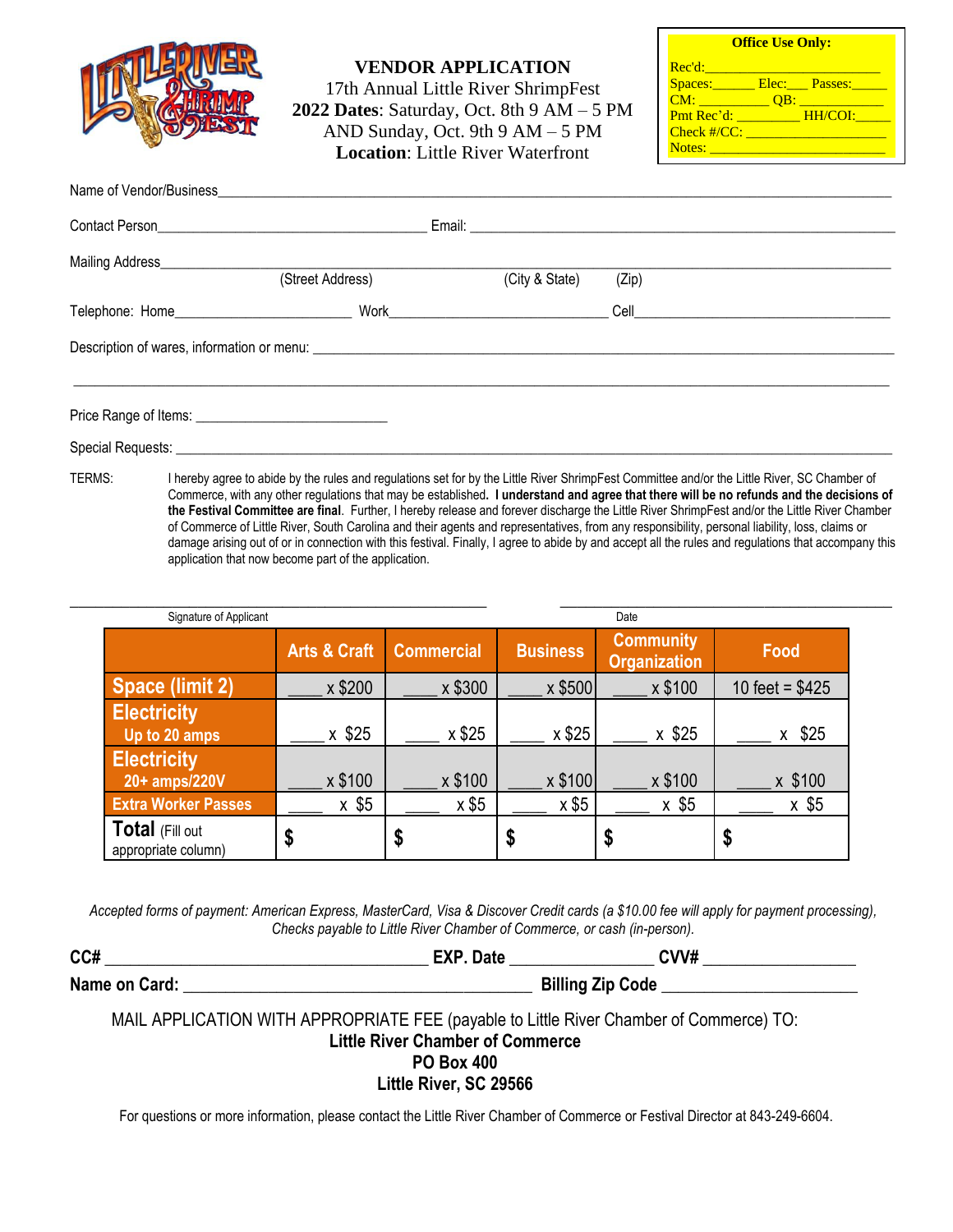# VENDOR APPLICATION

17th Annual Little River ShrimpFest
**2022 Dates**: Saturday, Oct. 8th 9 AM – 5 PM
AND Sunday, Oct. 9th 9 AM – 5 PM
**Location**: Little River Waterfront

**Office Use Only:**
Rec'd:_______________________
Spaces:______ Elec:___ Passes:_____
CM: _________ QB: ___________
Pmt Rec'd: ________ HH/COI:_____
Check #/CC: ____________________
Notes: ________________________

Name of Vendor/Business_______________________________________________________________

Contact Person_______________________________ Email: _______________________________________

Mailing Address_____________________________________________________________________
(Street Address) (City & State) (Zip)

Telephone: Home_____________________ Work___________________________ Cell_________________________________

Description of wares, information or menu: ___________________________________________________________

_____________________________________________________________________________________

Price Range of Items: ________________________

Special Requests: ____________________________________________________________________

TERMS: I hereby agree to abide by the rules and regulations set for by the Little River ShrimpFest Committee and/or the Little River, SC Chamber of Commerce, with any other regulations that may be established. **I understand and agree that there will be no refunds and the decisions of the Festival Committee are final**. Further, I hereby release and forever discharge the Little River ShrimpFest and/or the Little River Chamber of Commerce of Little River, South Carolina and their agents and representatives, from any responsibility, personal liability, loss, claims or damage arising out of or in connection with this festival. Finally, I agree to abide by and accept all the rules and regulations that accompany this application that now become part of the application.

_____________________________________________ ____________________________________
Signature of Applicant Date

| | Arts & Craft | Commercial | Business | Community Organization | Food |
|---|---|---|---|---|---|
| **Space (limit 2)** | ____ x $200 | ____ x $300 | ____ x $500 | ____ x $100 | 10 feet = $425 |
| **Electricity** Up to 20 amps | ____ x $25 | ____ x $25 | ____ x $25 | ____ x $25 | ____ x $25 |
| **Electricity** 20+ amps/220V | ____ x $100 | ____ x $100 | ____ x $100 | ____ x $100 | ____ x $100 |
| **Extra Worker Passes** | ____ x $5 | ____ x $5 | ____ x $5 | ____ x $5 | ____ x $5 |
| **Total** (Fill out appropriate column) | $ | $ | $ | $ | $ |

*Accepted forms of payment: American Express, MasterCard, Visa & Discover Credit cards (a $10.00 fee will apply for payment processing), Checks payable to Little River Chamber of Commerce, or cash (in-person).*

**CC#** ________________________________ **EXP. Date** ______________ **CVV#** ________________

**Name on Card:** ___________________________________ **Billing Zip Code** ____________________

MAIL APPLICATION WITH APPROPRIATE FEE (payable to Little River Chamber of Commerce) TO:
**Little River Chamber of Commerce**
**PO Box 400**
**Little River, SC 29566**

For questions or more information, please contact the Little River Chamber of Commerce or Festival Director at 843-249-6604.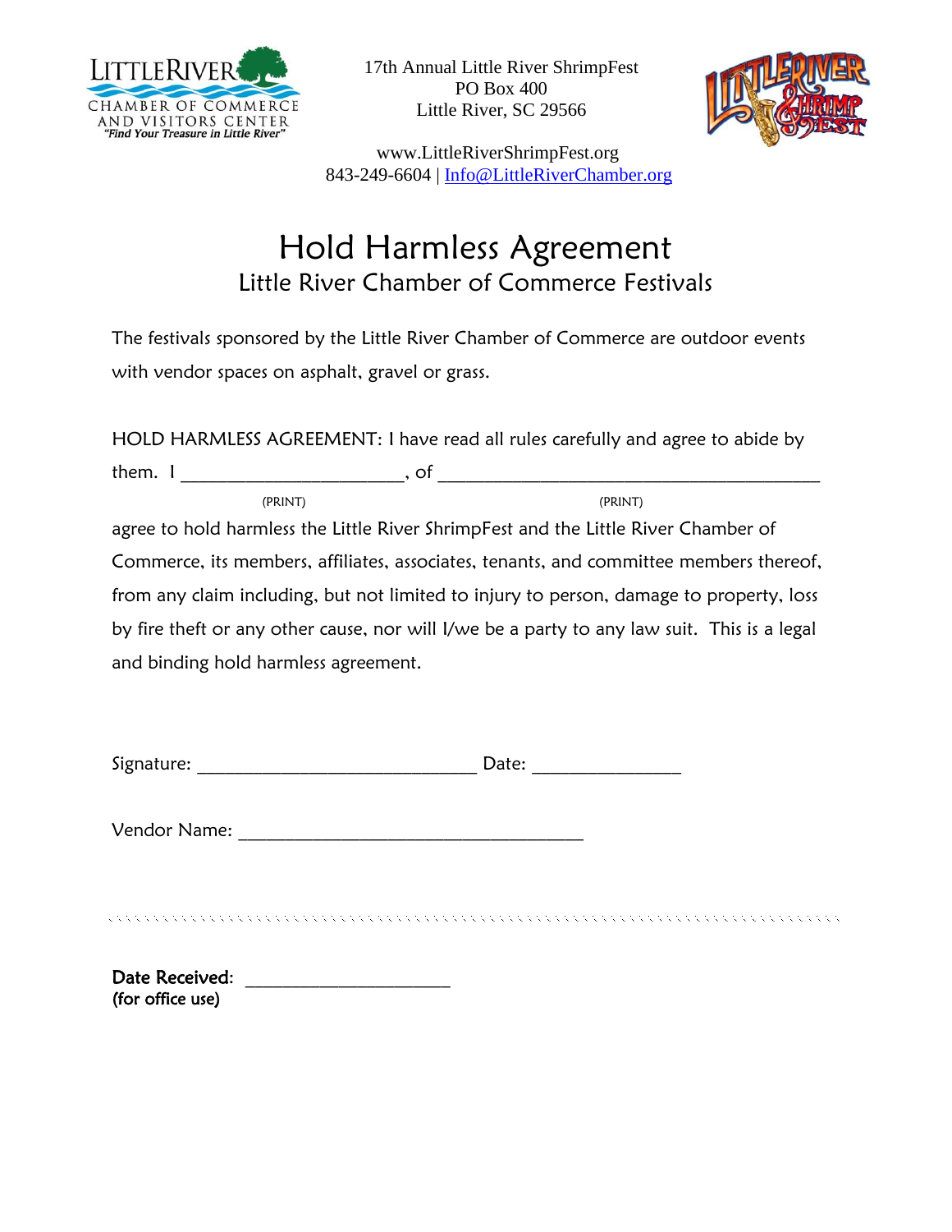17th Annual Little River ShrimpFest
PO Box 400
Little River, SC 29566

www.LittleRiverShrimpFest.org
843-249-6604 | Info@LittleRiverChamber.org

# Hold Harmless Agreement

## Little River Chamber of Commerce Festivals

The festivals sponsored by the Little River Chamber of Commerce are outdoor events with vendor spaces on asphalt, gravel or grass.

HOLD HARMLESS AGREEMENT: I have read all rules carefully and agree to abide by them. I ______________________, of ______________________________________
(PRINT) (PRINT)
agree to hold harmless the Little River ShrimpFest and the Little River Chamber of Commerce, its members, affiliates, associates, tenants, and committee members thereof, from any claim including, but not limited to injury to person, damage to property, loss by fire theft or any other cause, nor will I/we be a party to any law suit. This is a legal and binding hold harmless agreement.

Signature: ____________________________ Date: _______________

Vendor Name: ___________________________________

---

**Date Received:** ____________________
**(for office use)**